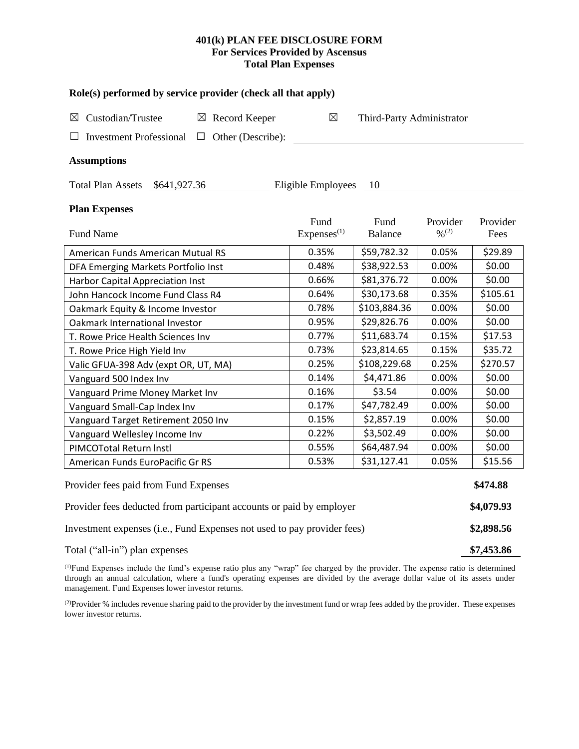# 401(k) PLAN FEE DISCLOSURE FORM
## For Services Provided by Ascensus
## Total Plan Expenses

### Role(s) performed by service provider (check all that apply)

☒ Custodian/Trustee ☒ Record Keeper ☒ Third-Party Administrator

☐ Investment Professional ☐ Other (Describe): ______________________

### Assumptions

Total Plan Assets $641,927.36 Eligible Employees 10

### Plan Expenses

| Fund Name | Fund Expenses[(1)] | Fund Balance | Provider %[(2)] | Provider Fees |
|---|---|---|---|---|
| American Funds American Mutual RS | 0.35% | $59,782.32 | 0.05% | $29.89 |
| DFA Emerging Markets Portfolio Inst | 0.48% | $38,922.53 | 0.00% | $0.00 |
| Harbor Capital Appreciation Inst | 0.66% | $81,376.72 | 0.00% | $0.00 |
| John Hancock Income Fund Class R4 | 0.64% | $30,173.68 | 0.35% | $105.61 |
| Oakmark Equity & Income Investor | 0.78% | $103,884.36 | 0.00% | $0.00 |
| Oakmark International Investor | 0.95% | $29,826.76 | 0.00% | $0.00 |
| T. Rowe Price Health Sciences Inv | 0.77% | $11,683.74 | 0.15% | $17.53 |
| T. Rowe Price High Yield Inv | 0.73% | $23,814.65 | 0.15% | $35.72 |
| Valic GFUA-398 Adv (expt OR, UT, MA) | 0.25% | $108,229.68 | 0.25% | $270.57 |
| Vanguard 500 Index Inv | 0.14% | $4,471.86 | 0.00% | $0.00 |
| Vanguard Prime Money Market Inv | 0.16% | $3.54 | 0.00% | $0.00 |
| Vanguard Small-Cap Index Inv | 0.17% | $47,782.49 | 0.00% | $0.00 |
| Vanguard Target Retirement 2050 Inv | 0.15% | $2,857.19 | 0.00% | $0.00 |
| Vanguard Wellesley Income Inv | 0.22% | $3,502.49 | 0.00% | $0.00 |
| PIMCOTotal Return lnstl | 0.55% | $64,487.94 | 0.00% | $0.00 |
| American Funds EuroPacific Gr RS | 0.53% | $31,127.41 | 0.05% | $15.56 |

| | |
|---|---|
| Provider fees paid from Fund Expenses | **$474.88** |
| Provider fees deducted from participant accounts or paid by employer | **$4,079.93** |
| Investment expenses (i.e., Fund Expenses not used to pay provider fees) | **$2,898.56** |
| Total ("all-in") plan expenses | **$7,453.86** |

(1)Fund Expenses include the fund's expense ratio plus any "wrap" fee charged by the provider. The expense ratio is determined through an annual calculation, where a fund's operating expenses are divided by the average dollar value of its assets under management. Fund Expenses lower investor returns.

(2)Provider % includes revenue sharing paid to the provider by the investment fund or wrap fees added by the provider. These expenses lower investor returns.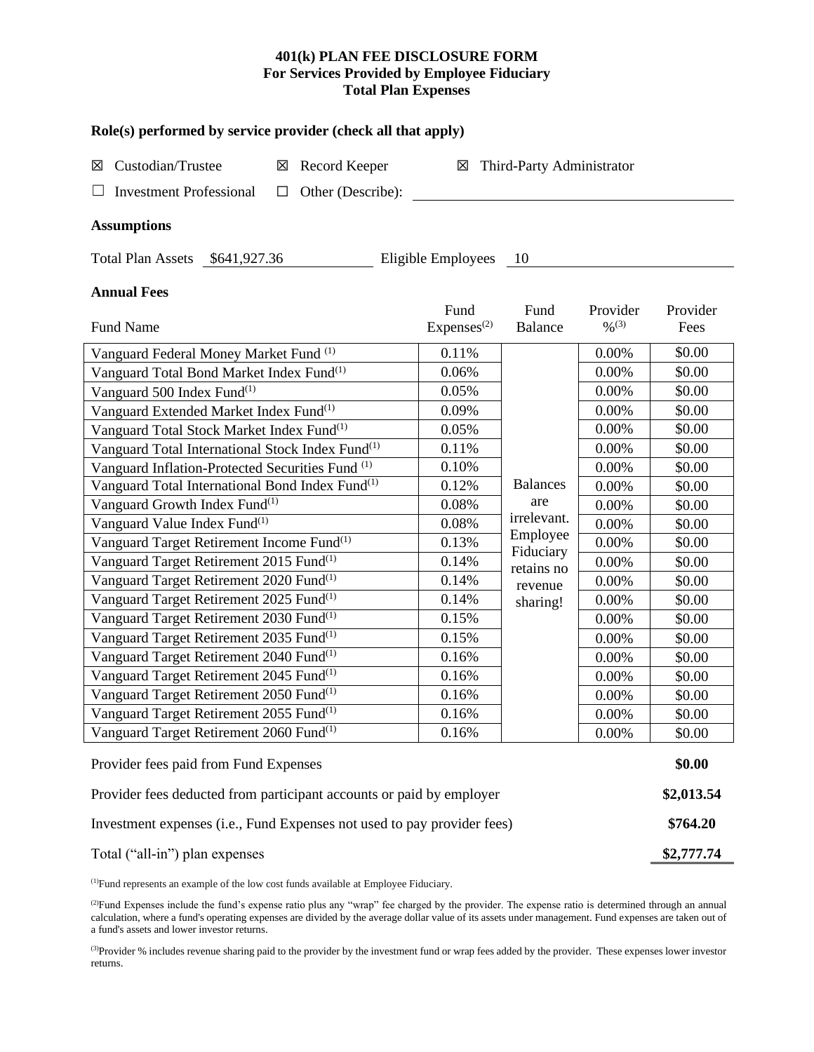**401(k) PLAN FEE DISCLOSURE FORM**
**For Services Provided by Employee Fiduciary**
**Total Plan Expenses**

### Role(s) performed by service provider (check all that apply)

☒ Custodian/Trustee ☒ Record Keeper ☒ Third-Party Administrator

☐ Investment Professional ☐ Other (Describe): \_\_\_\_\_\_\_\_\_\_\_\_\_\_\_\_\_\_

### Assumptions

Total Plan Assets $641,927.36 Eligible Employees 10

### Annual Fees

| Fund Name | Fund Expenses[2] | Fund Balance | Provider %[3] | Provider Fees |
|---|---|---|---|---|
| Vanguard Federal Money Market Fund [1] | 0.11% | Balances are irrelevant. Employee Fiduciary retains no revenue sharing! | 0.00% | $0.00 |
| Vanguard Total Bond Market Index Fund[1] | 0.06% | | 0.00% | $0.00 |
| Vanguard 500 Index Fund[1] | 0.05% | | 0.00% | $0.00 |
| Vanguard Extended Market Index Fund[1] | 0.09% | | 0.00% | $0.00 |
| Vanguard Total Stock Market Index Fund[1] | 0.05% | | 0.00% | $0.00 |
| Vanguard Total International Stock Index Fund[1] | 0.11% | | 0.00% | $0.00 |
| Vanguard Inflation-Protected Securities Fund [1] | 0.10% | | 0.00% | $0.00 |
| Vanguard Total International Bond Index Fund[1] | 0.12% | | 0.00% | $0.00 |
| Vanguard Growth Index Fund[1] | 0.08% | | 0.00% | $0.00 |
| Vanguard Value Index Fund[1] | 0.08% | | 0.00% | $0.00 |
| Vanguard Target Retirement Income Fund[1] | 0.13% | | 0.00% | $0.00 |
| Vanguard Target Retirement 2015 Fund[1] | 0.14% | | 0.00% | $0.00 |
| Vanguard Target Retirement 2020 Fund[1] | 0.14% | | 0.00% | $0.00 |
| Vanguard Target Retirement 2025 Fund[1] | 0.14% | | 0.00% | $0.00 |
| Vanguard Target Retirement 2030 Fund[1] | 0.15% | | 0.00% | $0.00 |
| Vanguard Target Retirement 2035 Fund[1] | 0.15% | | 0.00% | $0.00 |
| Vanguard Target Retirement 2040 Fund[1] | 0.16% | | 0.00% | $0.00 |
| Vanguard Target Retirement 2045 Fund[1] | 0.16% | | 0.00% | $0.00 |
| Vanguard Target Retirement 2050 Fund[1] | 0.16% | | 0.00% | $0.00 |
| Vanguard Target Retirement 2055 Fund[1] | 0.16% | | 0.00% | $0.00 |
| Vanguard Target Retirement 2060 Fund[1] | 0.16% | | 0.00% | $0.00 |

| | |
|---|---|
| Provider fees paid from Fund Expenses | **$0.00** |
| Provider fees deducted from participant accounts or paid by employer | **$2,013.54** |
| Investment expenses (i.e., Fund Expenses not used to pay provider fees) | **$764.20** |
| Total ("all-in") plan expenses | **$2,777.74** |

[1]Fund represents an example of the low cost funds available at Employee Fiduciary.

[2]Fund Expenses include the fund's expense ratio plus any "wrap" fee charged by the provider. The expense ratio is determined through an annual calculation, where a fund's operating expenses are divided by the average dollar value of its assets under management. Fund expenses are taken out of a fund's assets and lower investor returns.

[3]Provider % includes revenue sharing paid to the provider by the investment fund or wrap fees added by the provider. These expenses lower investor returns.